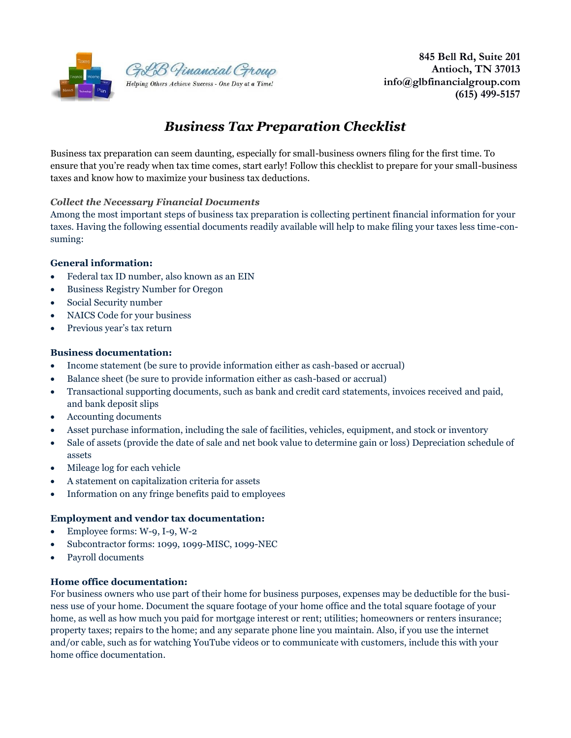GLB Financial Group
Helping Others Achieve Success - One Day at a Time!

**845 Bell Rd, Suite 201**
**Antioch, TN 37013**
**info@glbfinancialgroup.com**
**(615) 499-5157**

# *Business Tax Preparation Checklist*

Business tax preparation can seem daunting, especially for small-business owners filing for the first time. To ensure that you're ready when tax time comes, start early! Follow this checklist to prepare for your small-business taxes and know how to maximize your business tax deductions.

### *Collect the Necessary Financial Documents*

Among the most important steps of business tax preparation is collecting pertinent financial information for your taxes. Having the following essential documents readily available will help to make filing your taxes less time-consuming:

**General information:**

- Federal tax ID number, also known as an EIN
- Business Registry Number for Oregon
- Social Security number
- NAICS Code for your business
- Previous year's tax return

**Business documentation:**

- Income statement (be sure to provide information either as cash-based or accrual)
- Balance sheet (be sure to provide information either as cash-based or accrual)
- Transactional supporting documents, such as bank and credit card statements, invoices received and paid, and bank deposit slips
- Accounting documents
- Asset purchase information, including the sale of facilities, vehicles, equipment, and stock or inventory
- Sale of assets (provide the date of sale and net book value to determine gain or loss) Depreciation schedule of assets
- Mileage log for each vehicle
- A statement on capitalization criteria for assets
- Information on any fringe benefits paid to employees

**Employment and vendor tax documentation:**

- Employee forms: W-9, I-9, W-2
- Subcontractor forms: 1099, 1099-MISC, 1099-NEC
- Payroll documents

**Home office documentation:**

For business owners who use part of their home for business purposes, expenses may be deductible for the business use of your home. Document the square footage of your home office and the total square footage of your home, as well as how much you paid for mortgage interest or rent; utilities; homeowners or renters insurance; property taxes; repairs to the home; and any separate phone line you maintain. Also, if you use the internet and/or cable, such as for watching YouTube videos or to communicate with customers, include this with your home office documentation.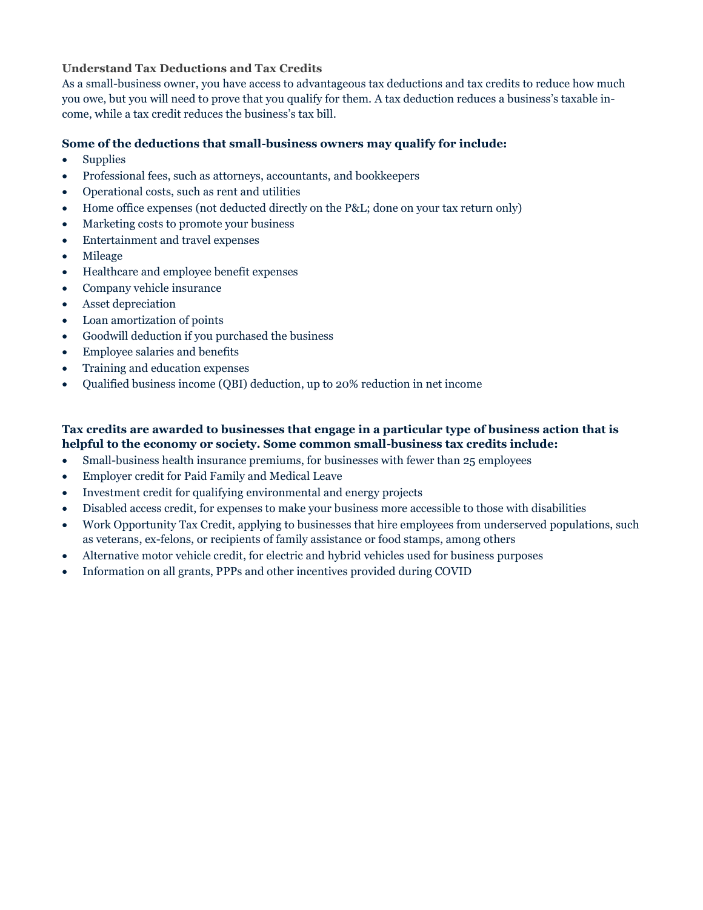### Understand Tax Deductions and Tax Credits

As a small-business owner, you have access to advantageous tax deductions and tax credits to reduce how much you owe, but you will need to prove that you qualify for them. A tax deduction reduces a business's taxable income, while a tax credit reduces the business's tax bill.

**Some of the deductions that small-business owners may qualify for include:**

- Supplies
- Professional fees, such as attorneys, accountants, and bookkeepers
- Operational costs, such as rent and utilities
- Home office expenses (not deducted directly on the P&L; done on your tax return only)
- Marketing costs to promote your business
- Entertainment and travel expenses
- Mileage
- Healthcare and employee benefit expenses
- Company vehicle insurance
- Asset depreciation
- Loan amortization of points
- Goodwill deduction if you purchased the business
- Employee salaries and benefits
- Training and education expenses
- Qualified business income (QBI) deduction, up to 20% reduction in net income

**Tax credits are awarded to businesses that engage in a particular type of business action that is helpful to the economy or society. Some common small-business tax credits include:**

- Small-business health insurance premiums, for businesses with fewer than 25 employees
- Employer credit for Paid Family and Medical Leave
- Investment credit for qualifying environmental and energy projects
- Disabled access credit, for expenses to make your business more accessible to those with disabilities
- Work Opportunity Tax Credit, applying to businesses that hire employees from underserved populations, such as veterans, ex-felons, or recipients of family assistance or food stamps, among others
- Alternative motor vehicle credit, for electric and hybrid vehicles used for business purposes
- Information on all grants, PPPs and other incentives provided during COVID